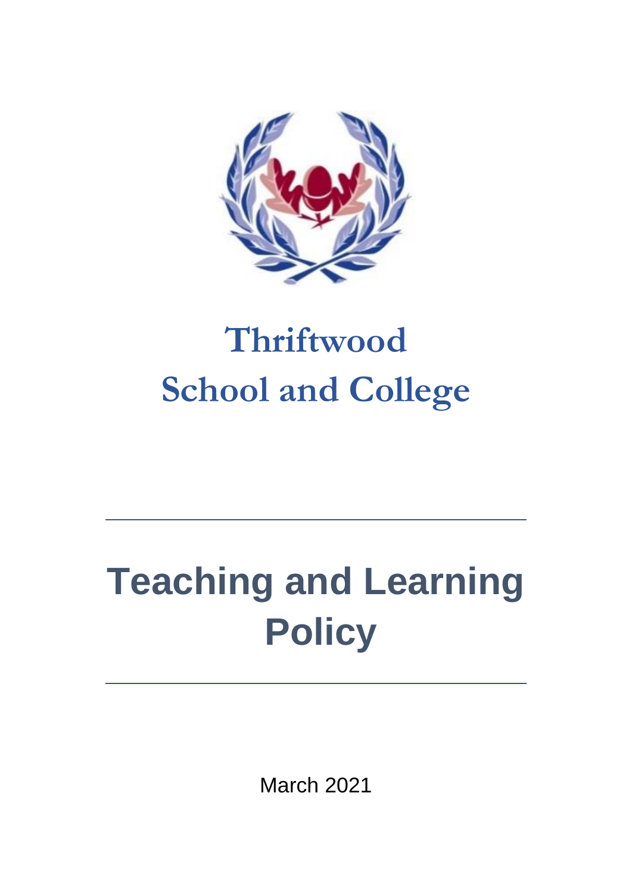# Thriftwood School and College

---

# Teaching and Learning Policy

---

March 2021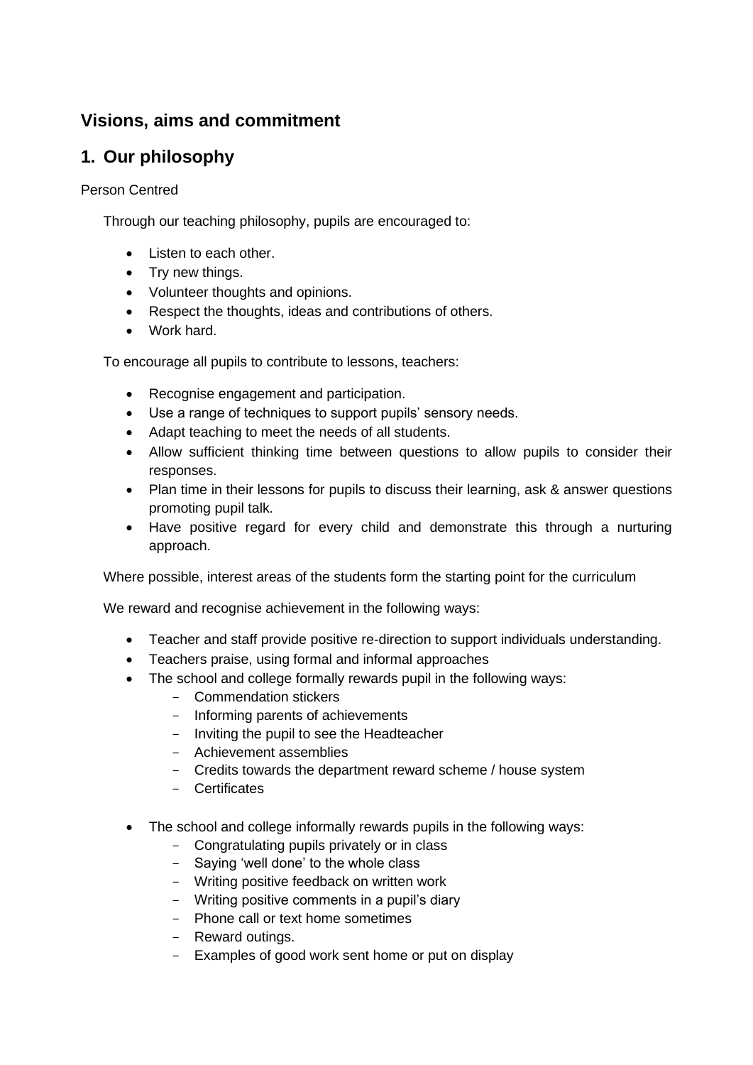## Visions, aims and commitment

## 1. Our philosophy

Person Centred

Through our teaching philosophy, pupils are encouraged to:

- Listen to each other.
- Try new things.
- Volunteer thoughts and opinions.
- Respect the thoughts, ideas and contributions of others.
- Work hard.

To encourage all pupils to contribute to lessons, teachers:

- Recognise engagement and participation.
- Use a range of techniques to support pupils' sensory needs.
- Adapt teaching to meet the needs of all students.
- Allow sufficient thinking time between questions to allow pupils to consider their responses.
- Plan time in their lessons for pupils to discuss their learning, ask & answer questions promoting pupil talk.
- Have positive regard for every child and demonstrate this through a nurturing approach.

Where possible, interest areas of the students form the starting point for the curriculum

We reward and recognise achievement in the following ways:

- Teacher and staff provide positive re-direction to support individuals understanding.
- Teachers praise, using formal and informal approaches
- The school and college formally rewards pupil in the following ways:
  - Commendation stickers
  - Informing parents of achievements
  - Inviting the pupil to see the Headteacher
  - Achievement assemblies
  - Credits towards the department reward scheme / house system
  - Certificates
- The school and college informally rewards pupils in the following ways:
  - Congratulating pupils privately or in class
  - Saying 'well done' to the whole class
  - Writing positive feedback on written work
  - Writing positive comments in a pupil's diary
  - Phone call or text home sometimes
  - Reward outings.
  - Examples of good work sent home or put on display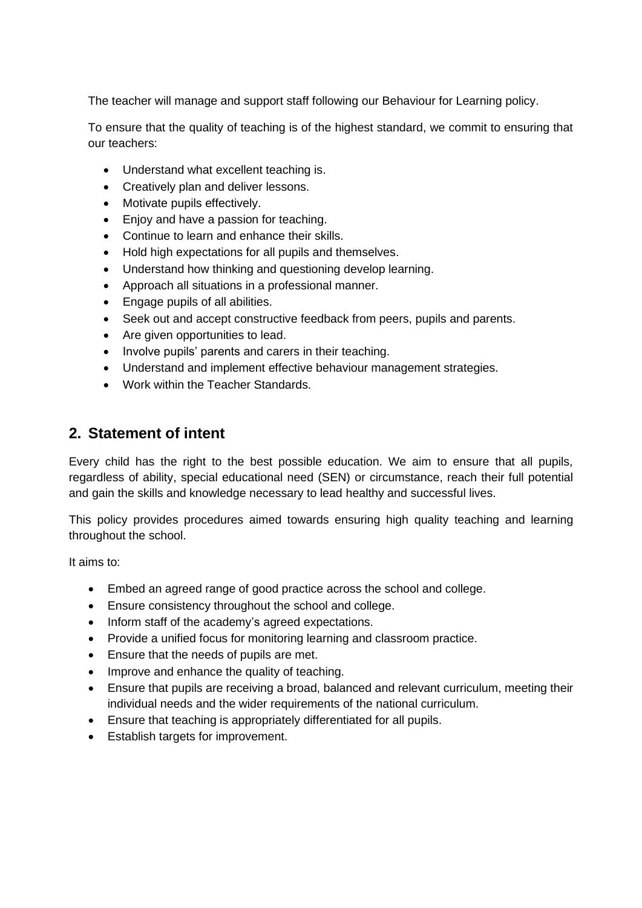The teacher will manage and support staff following our Behaviour for Learning policy.

To ensure that the quality of teaching is of the highest standard, we commit to ensuring that our teachers:

- Understand what excellent teaching is.
- Creatively plan and deliver lessons.
- Motivate pupils effectively.
- Enjoy and have a passion for teaching.
- Continue to learn and enhance their skills.
- Hold high expectations for all pupils and themselves.
- Understand how thinking and questioning develop learning.
- Approach all situations in a professional manner.
- Engage pupils of all abilities.
- Seek out and accept constructive feedback from peers, pupils and parents.
- Are given opportunities to lead.
- Involve pupils' parents and carers in their teaching.
- Understand and implement effective behaviour management strategies.
- Work within the Teacher Standards.

## 2. Statement of intent

Every child has the right to the best possible education. We aim to ensure that all pupils, regardless of ability, special educational need (SEN) or circumstance, reach their full potential and gain the skills and knowledge necessary to lead healthy and successful lives.

This policy provides procedures aimed towards ensuring high quality teaching and learning throughout the school.

It aims to:

- Embed an agreed range of good practice across the school and college.
- Ensure consistency throughout the school and college.
- Inform staff of the academy's agreed expectations.
- Provide a unified focus for monitoring learning and classroom practice.
- Ensure that the needs of pupils are met.
- Improve and enhance the quality of teaching.
- Ensure that pupils are receiving a broad, balanced and relevant curriculum, meeting their individual needs and the wider requirements of the national curriculum.
- Ensure that teaching is appropriately differentiated for all pupils.
- Establish targets for improvement.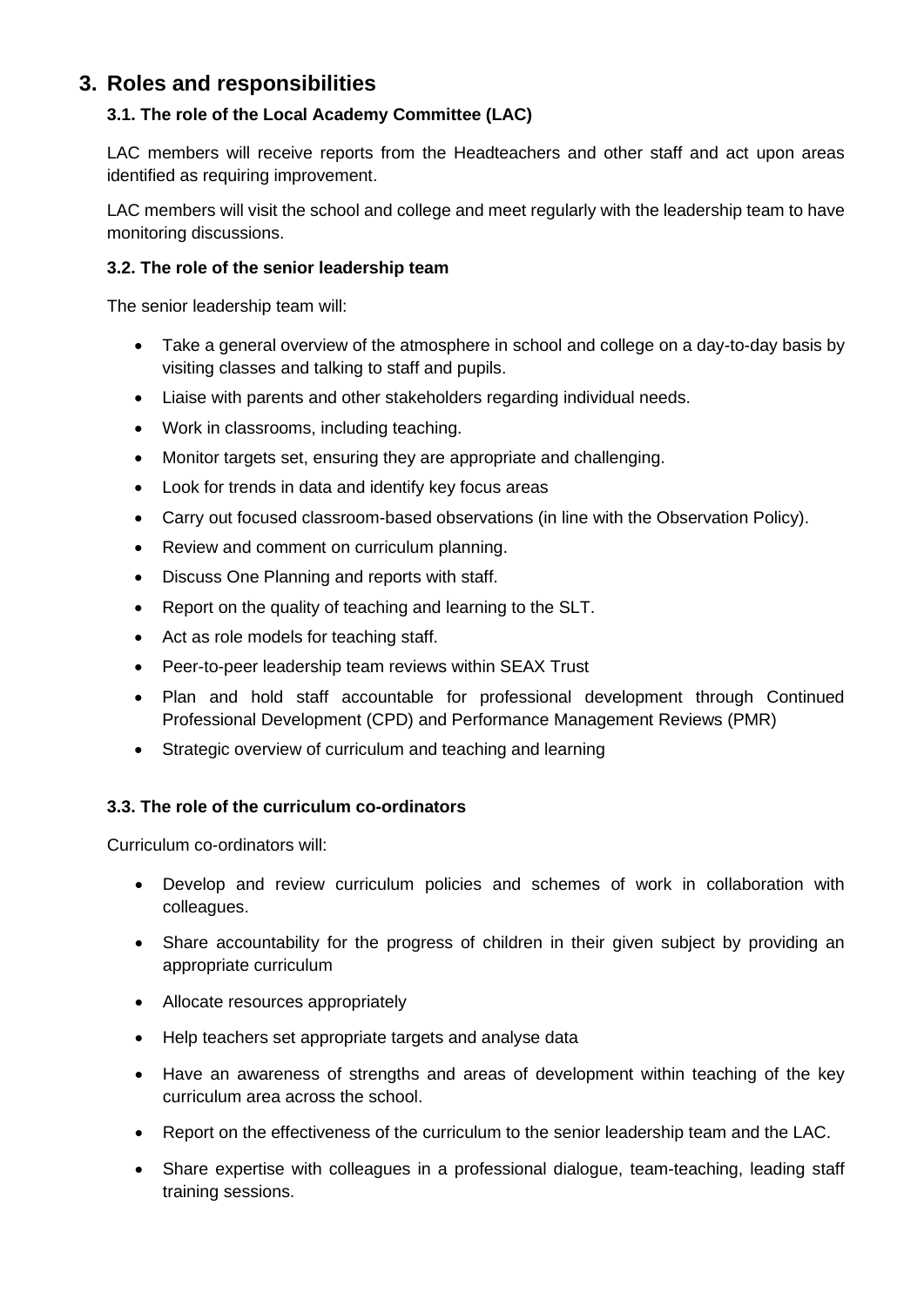# 3. Roles and responsibilities

### 3.1. The role of the Local Academy Committee (LAC)

LAC members will receive reports from the Headteachers and other staff and act upon areas identified as requiring improvement.

LAC members will visit the school and college and meet regularly with the leadership team to have monitoring discussions.

### 3.2. The role of the senior leadership team

The senior leadership team will:

- Take a general overview of the atmosphere in school and college on a day-to-day basis by visiting classes and talking to staff and pupils.
- Liaise with parents and other stakeholders regarding individual needs.
- Work in classrooms, including teaching.
- Monitor targets set, ensuring they are appropriate and challenging.
- Look for trends in data and identify key focus areas
- Carry out focused classroom-based observations (in line with the Observation Policy).
- Review and comment on curriculum planning.
- Discuss One Planning and reports with staff.
- Report on the quality of teaching and learning to the SLT.
- Act as role models for teaching staff.
- Peer-to-peer leadership team reviews within SEAX Trust
- Plan and hold staff accountable for professional development through Continued Professional Development (CPD) and Performance Management Reviews (PMR)
- Strategic overview of curriculum and teaching and learning

### 3.3. The role of the curriculum co-ordinators

Curriculum co-ordinators will:

- Develop and review curriculum policies and schemes of work in collaboration with colleagues.
- Share accountability for the progress of children in their given subject by providing an appropriate curriculum
- Allocate resources appropriately
- Help teachers set appropriate targets and analyse data
- Have an awareness of strengths and areas of development within teaching of the key curriculum area across the school.
- Report on the effectiveness of the curriculum to the senior leadership team and the LAC.
- Share expertise with colleagues in a professional dialogue, team-teaching, leading staff training sessions.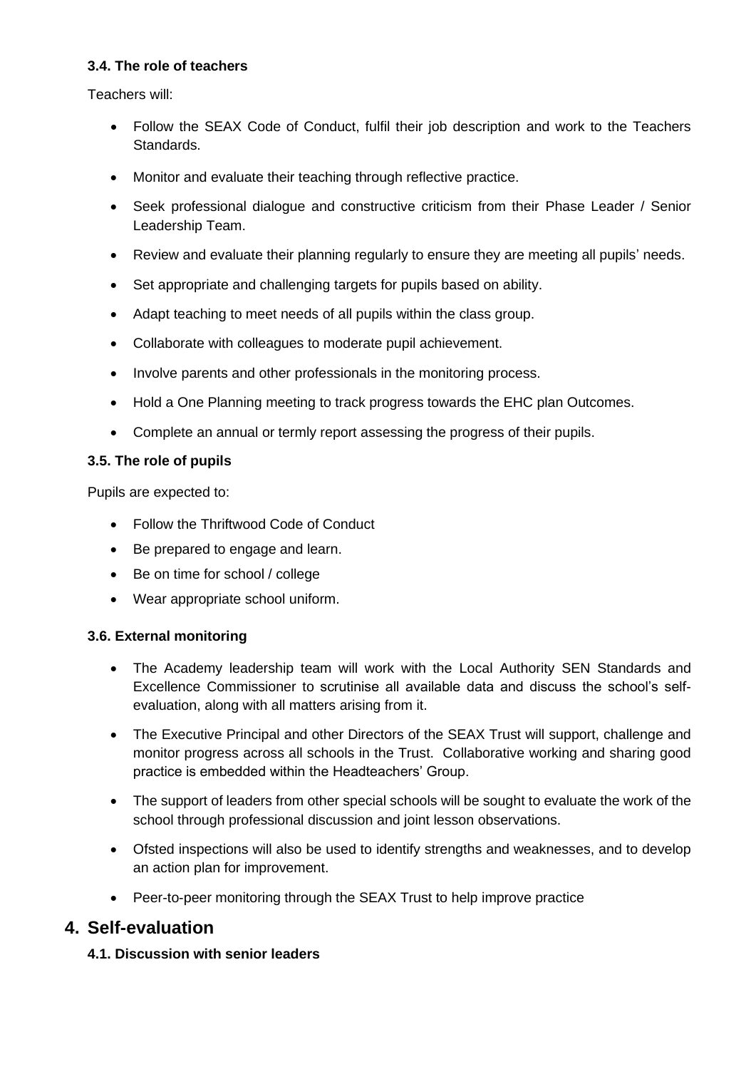### 3.4. The role of teachers

Teachers will:

- Follow the SEAX Code of Conduct, fulfil their job description and work to the Teachers Standards.
- Monitor and evaluate their teaching through reflective practice.
- Seek professional dialogue and constructive criticism from their Phase Leader / Senior Leadership Team.
- Review and evaluate their planning regularly to ensure they are meeting all pupils' needs.
- Set appropriate and challenging targets for pupils based on ability.
- Adapt teaching to meet needs of all pupils within the class group.
- Collaborate with colleagues to moderate pupil achievement.
- Involve parents and other professionals in the monitoring process.
- Hold a One Planning meeting to track progress towards the EHC plan Outcomes.
- Complete an annual or termly report assessing the progress of their pupils.

### 3.5. The role of pupils

Pupils are expected to:

- Follow the Thriftwood Code of Conduct
- Be prepared to engage and learn.
- Be on time for school / college
- Wear appropriate school uniform.

### 3.6. External monitoring

- The Academy leadership team will work with the Local Authority SEN Standards and Excellence Commissioner to scrutinise all available data and discuss the school's self-evaluation, along with all matters arising from it.
- The Executive Principal and other Directors of the SEAX Trust will support, challenge and monitor progress across all schools in the Trust. Collaborative working and sharing good practice is embedded within the Headteachers' Group.
- The support of leaders from other special schools will be sought to evaluate the work of the school through professional discussion and joint lesson observations.
- Ofsted inspections will also be used to identify strengths and weaknesses, and to develop an action plan for improvement.
- Peer-to-peer monitoring through the SEAX Trust to help improve practice

## 4. Self-evaluation

### 4.1. Discussion with senior leaders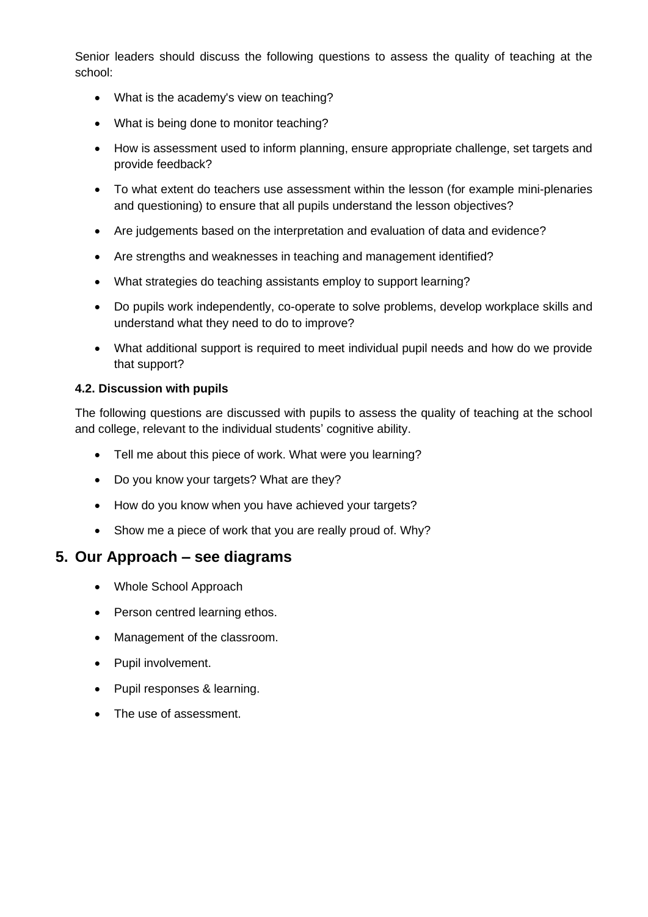Senior leaders should discuss the following questions to assess the quality of teaching at the school:

- What is the academy's view on teaching?
- What is being done to monitor teaching?
- How is assessment used to inform planning, ensure appropriate challenge, set targets and provide feedback?
- To what extent do teachers use assessment within the lesson (for example mini-plenaries and questioning) to ensure that all pupils understand the lesson objectives?
- Are judgements based on the interpretation and evaluation of data and evidence?
- Are strengths and weaknesses in teaching and management identified?
- What strategies do teaching assistants employ to support learning?
- Do pupils work independently, co-operate to solve problems, develop workplace skills and understand what they need to do to improve?
- What additional support is required to meet individual pupil needs and how do we provide that support?

#### 4.2. Discussion with pupils

The following questions are discussed with pupils to assess the quality of teaching at the school and college, relevant to the individual students' cognitive ability.

- Tell me about this piece of work. What were you learning?
- Do you know your targets? What are they?
- How do you know when you have achieved your targets?
- Show me a piece of work that you are really proud of. Why?

## 5. Our Approach – see diagrams

- Whole School Approach
- Person centred learning ethos.
- Management of the classroom.
- Pupil involvement.
- Pupil responses & learning.
- The use of assessment.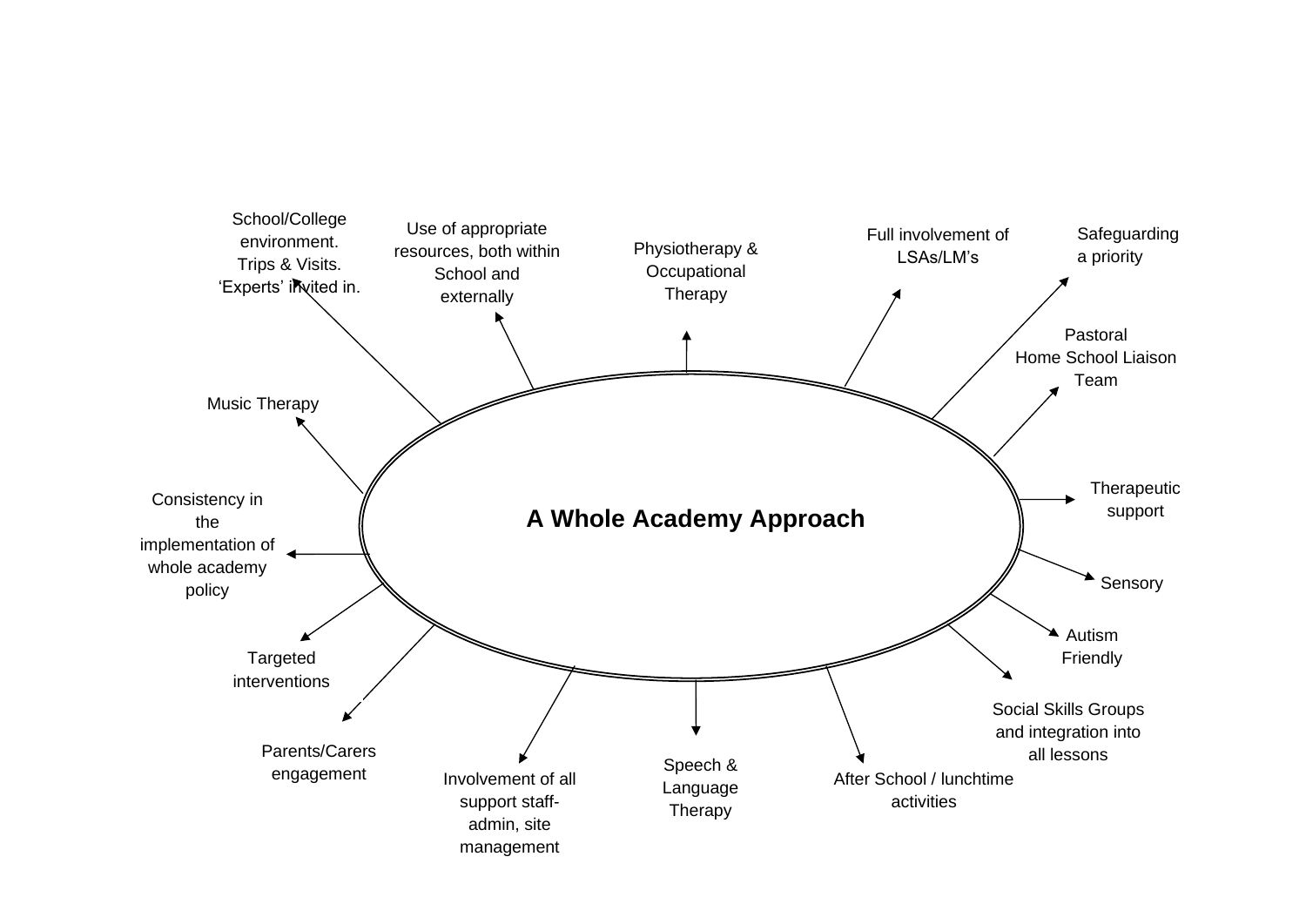## A Whole Academy Approach

- School/College environment. Trips & Visits. 'Experts' invited in.
- Use of appropriate resources, both within School and externally
- Physiotherapy & Occupational Therapy
- Full involvement of LSAs/LM's
- Safeguarding a priority
- Pastoral Home School Liaison Team
- Therapeutic support
- Sensory
- Autism Friendly
- Social Skills Groups and integration into all lessons
- After School / lunchtime activities
- Speech & Language Therapy
- Involvement of all support staff- admin, site management
- Parents/Carers engagement
- Targeted interventions
- Consistency in the implementation of whole academy policy
- Music Therapy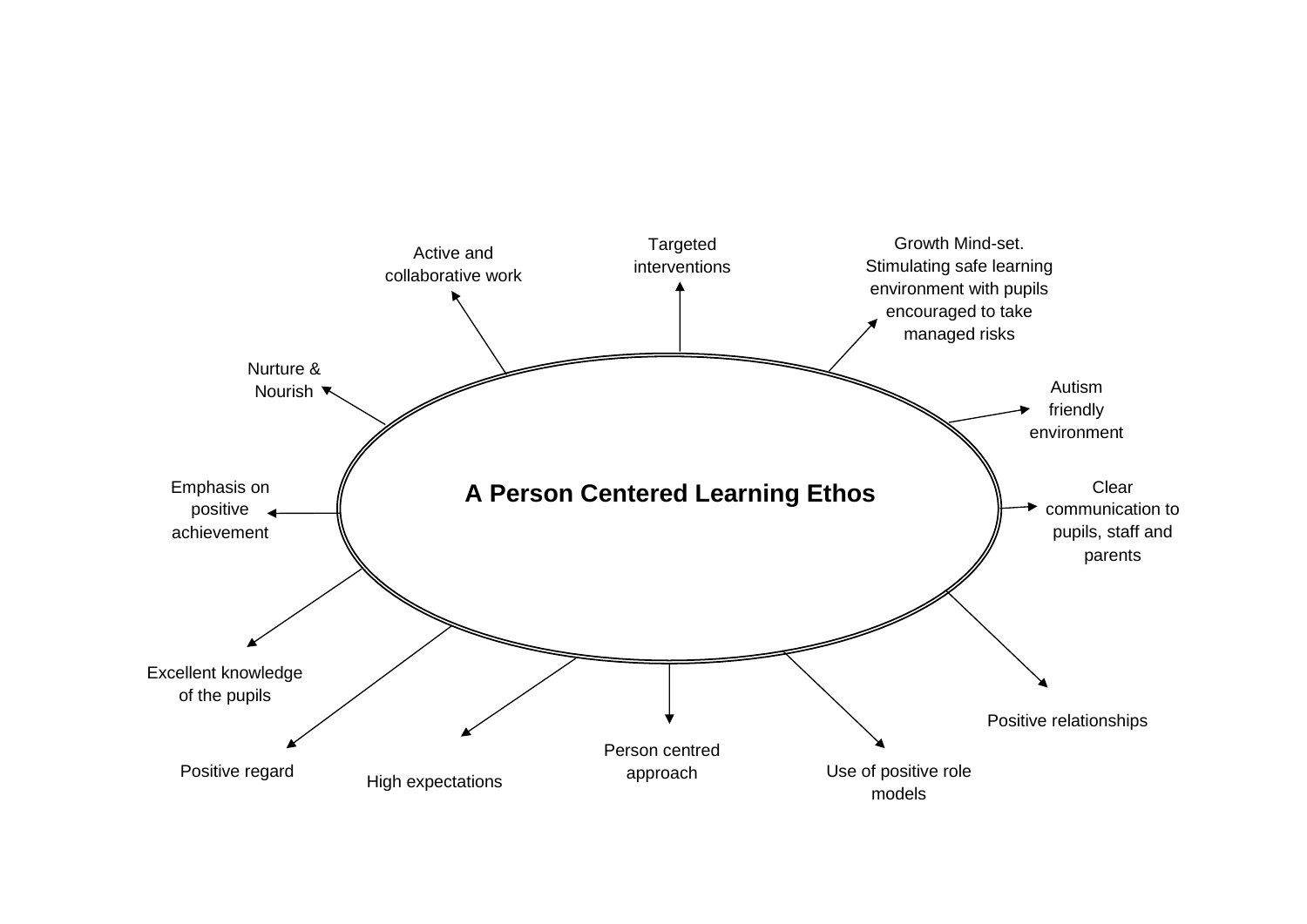**A Person Centered Learning Ethos**

- Targeted interventions
- Growth Mind-set. Stimulating safe learning environment with pupils encouraged to take managed risks
- Autism friendly environment
- Clear communication to pupils, staff and parents
- Positive relationships
- Use of positive role models
- Person centred approach
- High expectations
- Positive regard
- Excellent knowledge of the pupils
- Emphasis on positive achievement
- Nurture & Nourish
- Active and collaborative work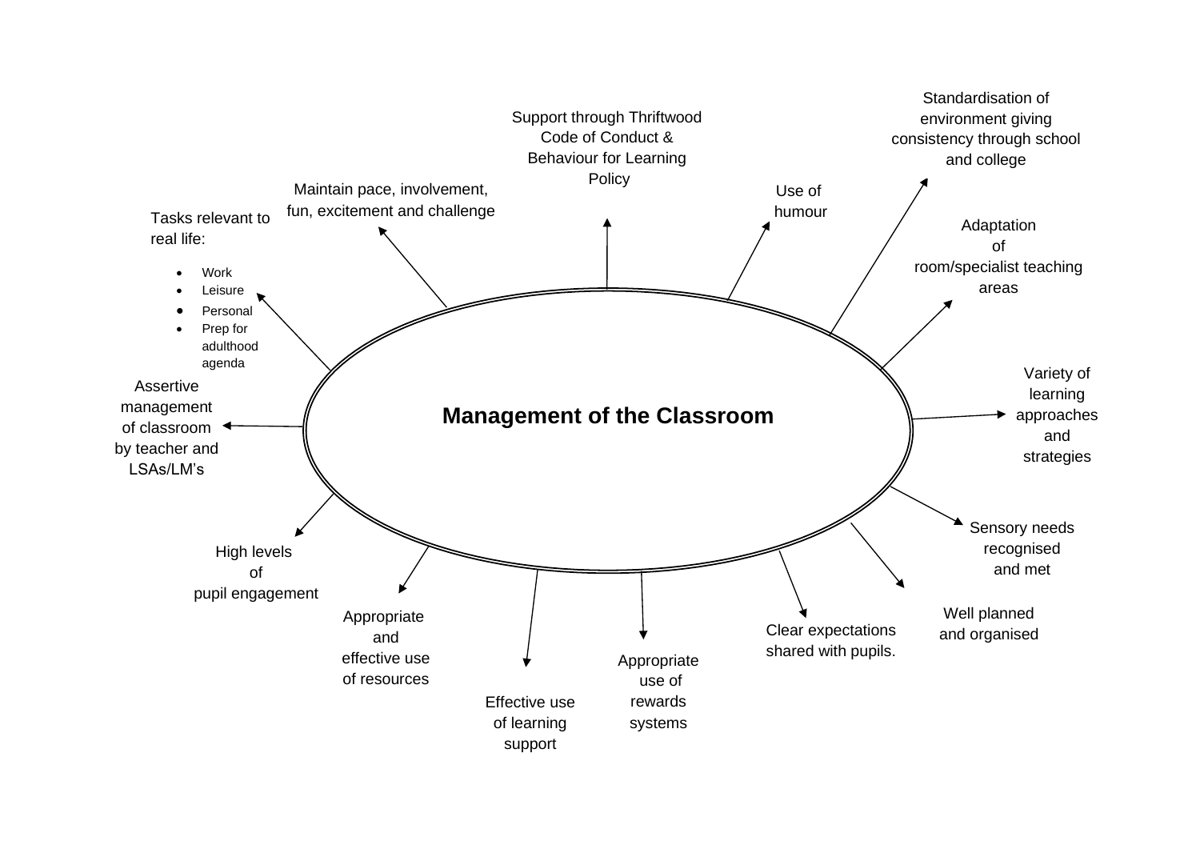## Management of the Classroom

- Support through Thriftwood Code of Conduct & Behaviour for Learning Policy
- Use of humour
- Standardisation of environment giving consistency through school and college
- Adaptation of room/specialist teaching areas
- Variety of learning approaches and strategies
- Sensory needs recognised and met
- Well planned and organised
- Clear expectations shared with pupils.
- Appropriate use of rewards systems
- Effective use of learning support
- Appropriate and effective use of resources
- High levels of pupil engagement
- Assertive management of classroom by teacher and LSAs/LM's
- Tasks relevant to real life:
  - Work
  - Leisure
  - Personal
  - Prep for adulthood agenda
- Maintain pace, involvement, fun, excitement and challenge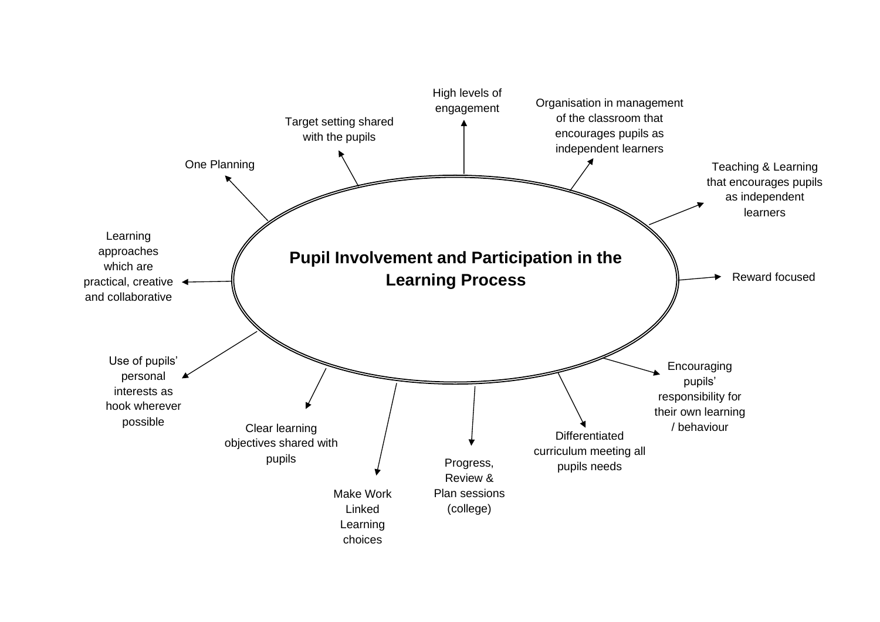**Pupil Involvement and Participation in the Learning Process**

- High levels of engagement
- Organisation in management of the classroom that encourages pupils as independent learners
- Teaching & Learning that encourages pupils as independent learners
- Reward focused
- Encouraging pupils' responsibility for their own learning / behaviour
- Differentiated curriculum meeting all pupils needs
- Progress, Review & Plan sessions (college)
- Make Work Linked Learning choices
- Clear learning objectives shared with pupils
- Use of pupils' personal interests as hook wherever possible
- Learning approaches which are practical, creative and collaborative
- One Planning
- Target setting shared with the pupils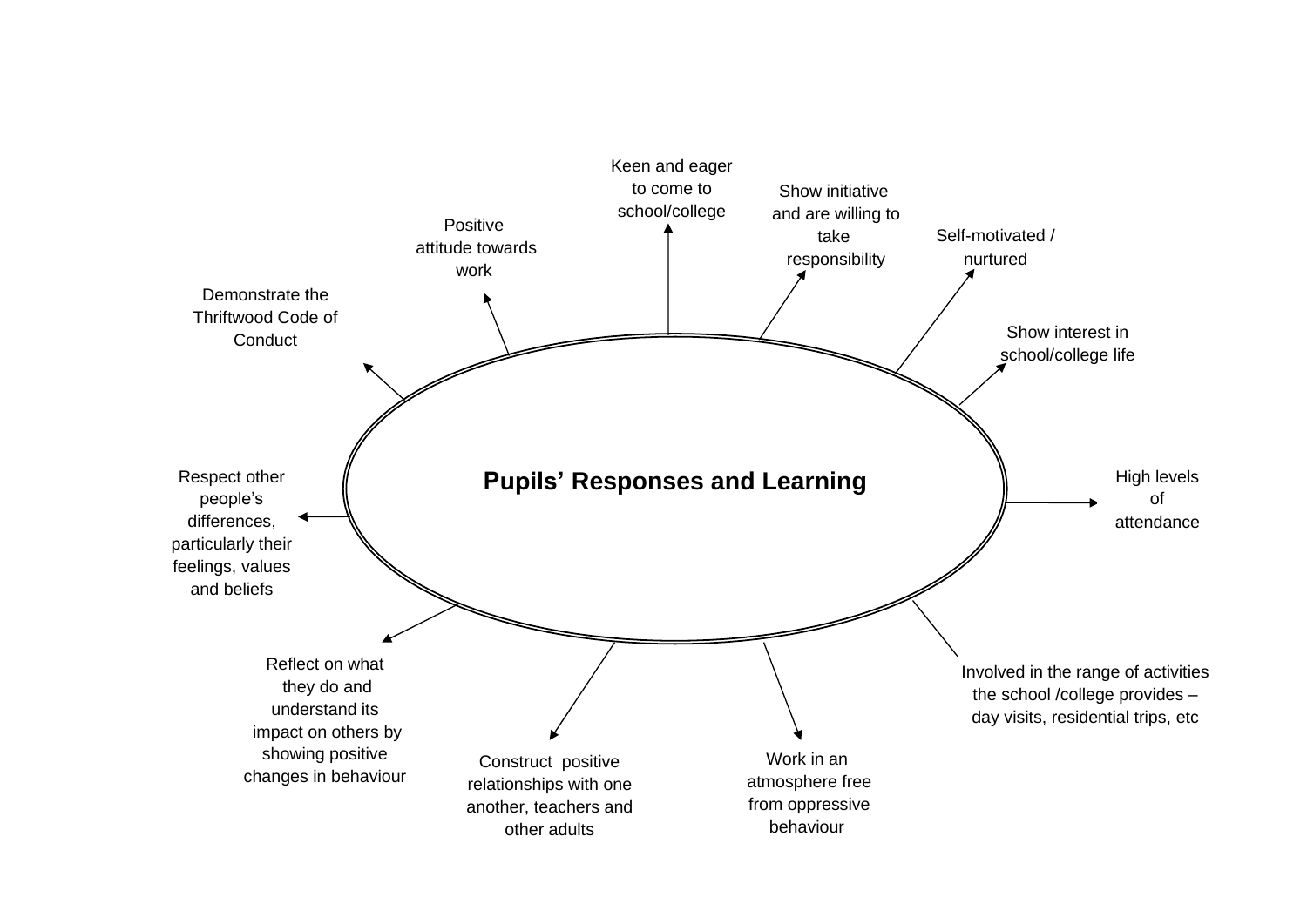# Pupils' Responses and Learning

- Keen and eager to come to school/college
- Show initiative and are willing to take responsibility
- Self-motivated / nurtured
- Show interest in school/college life
- High levels of attendance
- Involved in the range of activities the school /college provides – day visits, residential trips, etc
- Work in an atmosphere free from oppressive behaviour
- Construct positive relationships with one another, teachers and other adults
- Reflect on what they do and understand its impact on others by showing positive changes in behaviour
- Respect other people's differences, particularly their feelings, values and beliefs
- Demonstrate the Thriftwood Code of Conduct
- Positive attitude towards work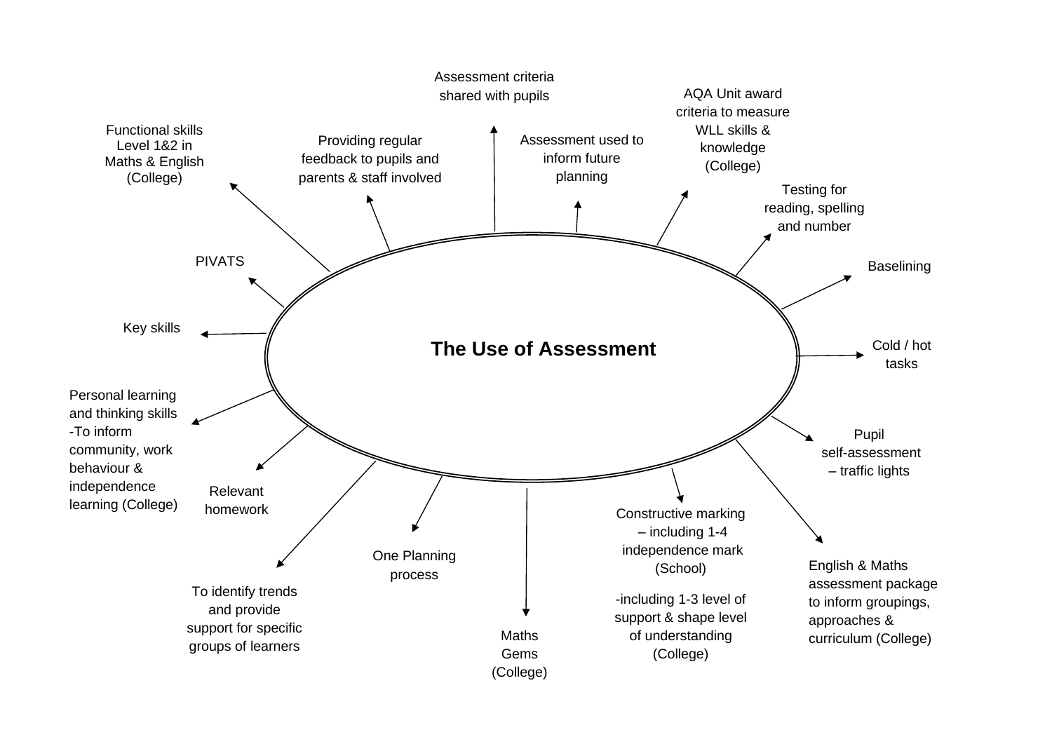# The Use of Assessment

- Assessment criteria shared with pupils
- Assessment used to inform future planning
- AQA Unit award criteria to measure WLL skills & knowledge (College)
- Testing for reading, spelling and number
- Baselining
- Cold / hot tasks
- Pupil self-assessment – traffic lights
- English & Maths assessment package to inform groupings, approaches & curriculum (College)
- Constructive marking – including 1-4 independence mark (School)

  -including 1-3 level of support & shape level of understanding (College)
- Maths Gems (College)
- One Planning process
- To identify trends and provide support for specific groups of learners
- Relevant homework
- Personal learning and thinking skills -To inform community, work behaviour & independence learning (College)
- Key skills
- PIVATS
- Functional skills Level 1&2 in Maths & English (College)
- Providing regular feedback to pupils and parents & staff involved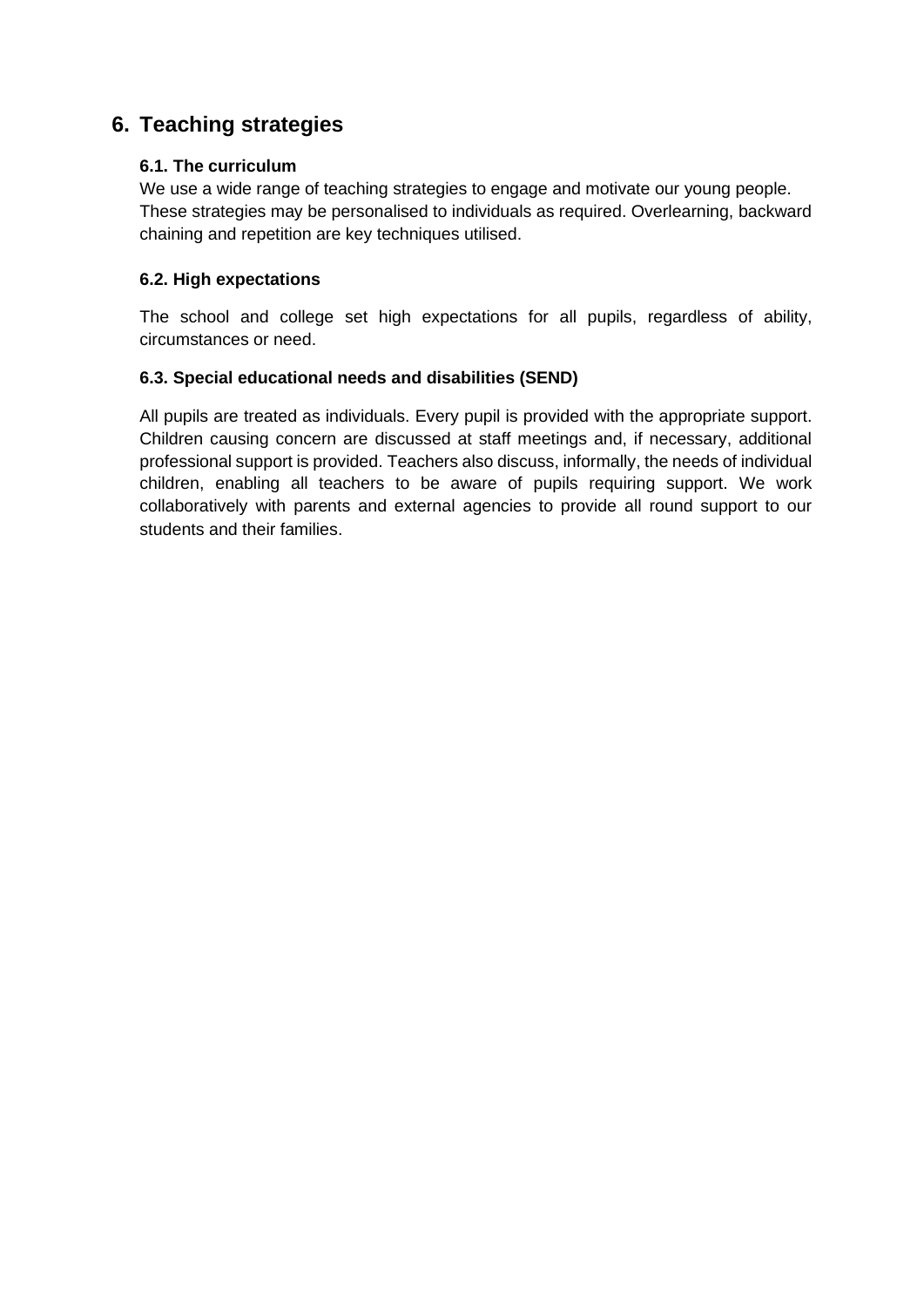## 6. Teaching strategies

### 6.1. The curriculum

We use a wide range of teaching strategies to engage and motivate our young people. These strategies may be personalised to individuals as required. Overlearning, backward chaining and repetition are key techniques utilised.

### 6.2. High expectations

The school and college set high expectations for all pupils, regardless of ability, circumstances or need.

### 6.3. Special educational needs and disabilities (SEND)

All pupils are treated as individuals. Every pupil is provided with the appropriate support. Children causing concern are discussed at staff meetings and, if necessary, additional professional support is provided. Teachers also discuss, informally, the needs of individual children, enabling all teachers to be aware of pupils requiring support. We work collaboratively with parents and external agencies to provide all round support to our students and their families.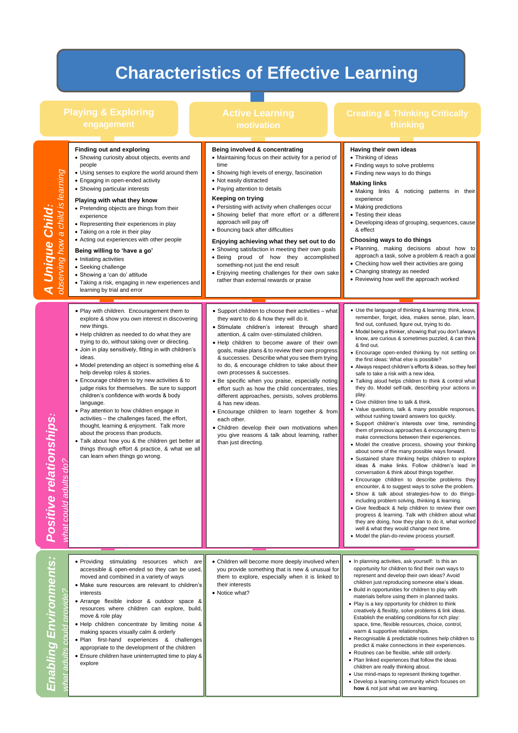# Characteristics of Effective Learning

## Playing & Exploring — engagement

## Active Learning — motivation

## Creating & Thinking Critically — thinking

## A Unique Child: observing how a child is learning

### Playing & Exploring

**Finding out and exploring**
- Showing curiosity about objects, events and people
- Using senses to explore the world around them
- Engaging in open-ended activity
- Showing particular interests

**Playing with what they know**
- Pretending objects are things from their experience
- Representing their experiences in play
- Taking on a role in their play
- Acting out experiences with other people

**Being willing to 'have a go'**
- Initiating activities
- Seeking challenge
- Showing a 'can do' attitude
- Taking a risk, engaging in new experiences and learning by trial and error

### Active Learning

**Being involved & concentrating**
- Maintaining focus on their activity for a period of time
- Showing high levels of energy, fascination
- Not easily distracted
- Paying attention to details

**Keeping on trying**
- Persisting with activity when challenges occur
- Showing belief that more effort or a different approach will pay off
- Bouncing back after difficulties

**Enjoying achieving what they set out to do**
- Showing satisfaction in meeting their own goals
- Being proud of how they accomplished something-not just the end result
- Enjoying meeting challenges for their own sake rather than external rewards or praise

### Creating & Thinking Critically

**Having their own ideas**
- Thinking of ideas
- Finding ways to solve problems
- Finding new ways to do things

**Making links**
- Making links & noticing patterns in their experience
- Making predictions
- Testing their ideas
- Developing ideas of grouping, sequences, cause & effect

**Choosing ways to do things**
- Planning, making decisions about how to approach a task, solve a problem & reach a goal
- Checking how well their activities are going
- Changing strategy as needed
- Reviewing how well the approach worked

## Positive relationships: what could adults do?

### Playing & Exploring
- Play with children. Encouragement them to explore & show you own interest in discovering new things.
- Help children as needed to do what they are trying to do, without taking over or directing.
- Join in play sensitively, fitting in with children's ideas.
- Model pretending an object is something else & help develop roles & stories.
- Encourage children to try new activities & to judge risks for themselves. Be sure to support children's confidence with words & body language.
- Pay attention to how children engage in activities – the challenges faced, the effort, thought, learning & enjoyment. Talk more about the process than products.
- Talk about how you & the children get better at things through effort & practice, & what we all can learn when things go wrong.

### Active Learning
- Support children to choose their activities – what they want to do & how they will do it.
- Stimulate children's interest through shard attention, & calm over-stimulated children.
- Help children to become aware of their own goals, make plans & to review their own progress & successes. Describe what you see them trying to do, & encourage children to take about their own processes & successes.
- Be specific when you praise, especially noting effort such as how the child concentrates, tries different approaches, persists, solves problems & has new ideas.
- Encourage children to learn together & from each other.
- Children develop their own motivations when you give reasons & talk about learning, rather than just directing.

### Creating & Thinking Critically
- Use the language of thinking & learning: think, know, remember, forget, idea, makes sense, plan, learn, find out, confused, figure out, trying to do.
- Model being a thinker, showing that you don't always know, are curious & sometimes puzzled, & can think & find out.
- Encourage open-ended thinking by not settling on the first ideas: What else is possible?
- Always respect children's efforts & ideas, so they feel safe to take a risk with a new idea.
- Talking aloud helps children to think & control what they do. Model self-talk, describing your actions in play.
- Give children time to talk & think.
- Value questions, talk & many possible responses, without rushing toward answers too quickly.
- Support children's interests over time, reminding them of previous approaches & encouraging them to make connections between their experiences.
- Model the creative process, showing your thinking about some of the many possible ways forward.
- Sustained share thinking helps children to explore ideas & make links. Follow children's lead in conversation & think about things together.
- Encourage children to describe problems they encounter, & to suggest ways to solve the problem.
- Show & talk about strategies-how to do things-including problem solving, thinking & learning.
- Give feedback & help children to review their own progress & learning. Talk with children about what they are doing, how they plan to do it, what worked well & what they would change next time.
- Model the plan-do-review process yourself.

## Enabling Environments: what adults could provide?

### Playing & Exploring
- Providing stimulating resources which are accessible & open-ended so they can be used, moved and combined in a variety of ways
- Make sure resources are relevant to children's interests
- Arrange flexible indoor & outdoor space & resources where children can explore, build, move & role play
- Help children concentrate by limiting noise & making spaces visually calm & orderly
- Plan first-hand experiences & challenges appropriate to the development of the children
- Ensure children have uninterrupted time to play & explore

### Active Learning
- Children will become more deeply involved when you provide something that is new & unusual for them to explore, especially when it is linked to their interests
- Notice what?

### Creating & Thinking Critically
- In planning activities, ask yourself: Is this an opportunity for children to find their own ways to represent and develop their own ideas? Avoid children just reproducing someone else's ideas.
- Build in opportunities for children to play with materials before using them in planned tasks.
- Play is a key opportunity for children to think creatively & flexibly, solve problems & link ideas. Establish the enabling conditions for rich play: space, time, flexible resources, choice, control, warm & supportive relationships.
- Recognisable & predictable routines help children to predict & make connections in their experiences.
- Routines can be flexible, while still orderly.
- Plan linked experiences that follow the ideas children are really thinking about.
- Use mind-maps to represent thinking together.
- Develop a learning community which focuses on **how** & not just what we are learning.